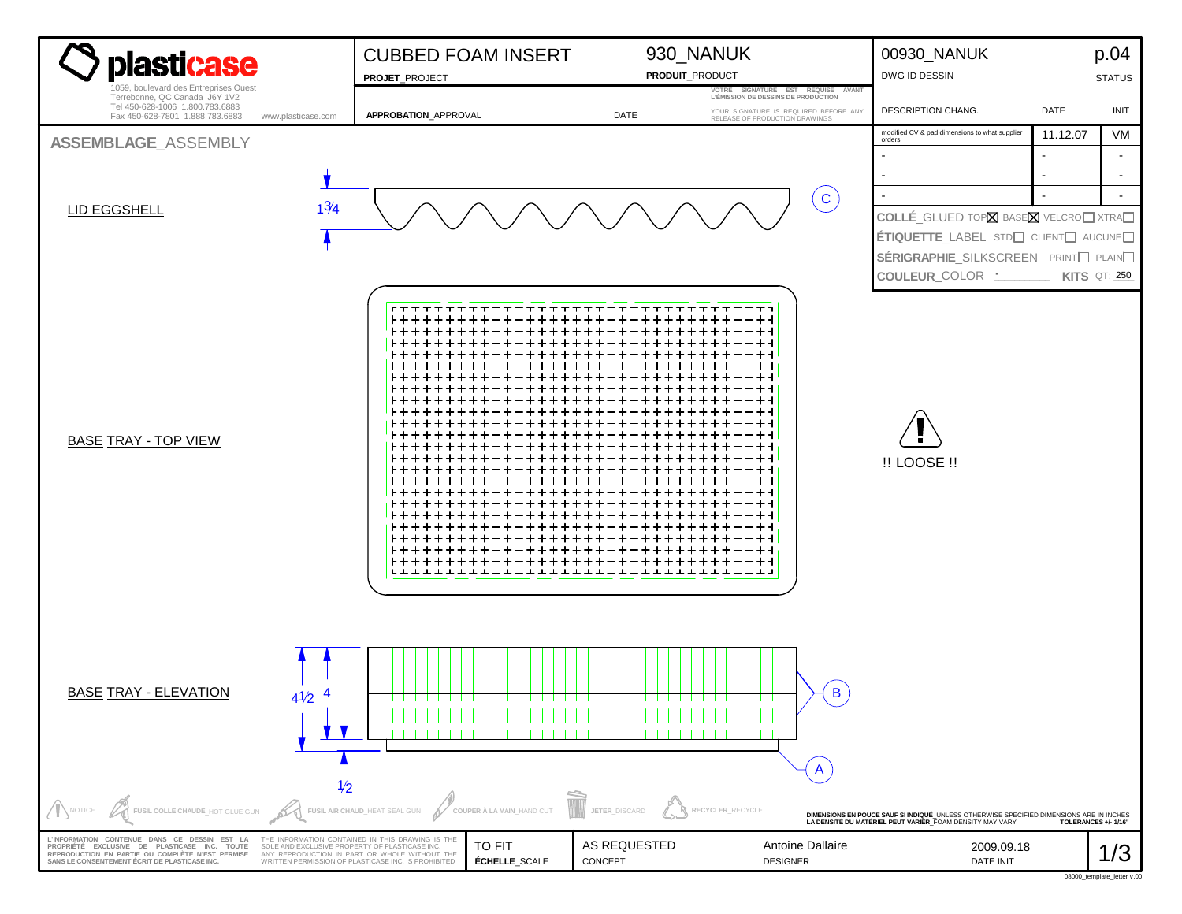# plasticase

1059, boulevard des Entreprises Ouest
Terrebonne, QC Canada J6Y 1V2
Tel 450-628-1006 1.800.783.6883
Fax 450-628-7801 1.888.783.6883
www.plasticase.com

| CUBBED FOAM INSERT | 930_NANUK | 00930_NANUK | p.04 |
|---|---|---|---|
| PROJET_PROJECT | PRODUIT_PRODUCT | DWG ID DESSIN | STATUS |
| APPROBATION_APPROVAL | DATE | DESCRIPTION CHANG. | DATE / INIT |

VOTRE SIGNATURE EST REQUISE AVANT L'ÉMISSION DE DESSINS DE PRODUCTION
YOUR SIGNATURE IS REQUIRED BEFORE ANY RELEASE OF PRODUCTION DRAWINGS

| DESCRIPTION CHANG. | DATE | INIT |
|---|---|---|
| modified CV & pad dimensions to what supplier orders | 11.12.07 | VM |
| - | - | - |
| - | - | - |
| - | - | - |

COLLÉ_GLUED TOP☒ BASE☒ VELCRO☐ XTRA☐
ÉTIQUETTE_LABEL STD☐ CLIENT☐ AUCUNE☐
SÉRIGRAPHIE_SILKSCREEN PRINT☐ PLAIN☐
COULEUR_COLOR - KITS QT: 250

## ASSEMBLAGE_ASSEMBLY

LID EGGSHELL — 1¾ — C

BASE TRAY - TOP VIEW

!! LOOSE !!

BASE TRAY - ELEVATION — 4½, 4, ½ — B, A

NOTICE | FUSIL COLLE CHAUDE_HOT GLUE GUN | FUSIL AIR CHAUD_HEAT SEAL GUN | COUPER À LA MAIN_HAND CUT | JETER_DISCARD | RECYCLER_RECYCLE

DIMENSIONS EN POUCE SAUF SI INDIQUÉ_UNLESS OTHERWISE SPECIFIED DIMENSIONS ARE IN INCHES
LA DENSITÉ DU MATÉRIEL PEUT VARIER_FOAM DENSITY MAY VARY
TOLERANCES +/- 1/16"

L'INFORMATION CONTENUE DANS CE DESSIN EST LA PROPRIÉTÉ EXCLUSIVE DE PLASTICASE INC. TOUTE REPRODUCTION EN PARTIE OU COMPLÈTE N'EST PERMISE SANS LE CONSENTEMENT ÉCRIT DE PLASTICASE INC.

THE INFORMATION CONTAINED IN THIS DRAWING IS THE SOLE AND EXCLUSIVE PROPERTY OF PLASTICASE INC. ANY REPRODUCTION IN PART OR WHOLE WITHOUT THE WRITTEN PERMISSION OF PLASTICASE INC. IS PROHIBITED

| TO FIT | AS REQUESTED | Antoine Dallaire | 2009.09.18 | 1/3 |
|---|---|---|---|---|
| ÉCHELLE_SCALE | CONCEPT | DESIGNER | DATE INIT | |

08000_template_letter v.00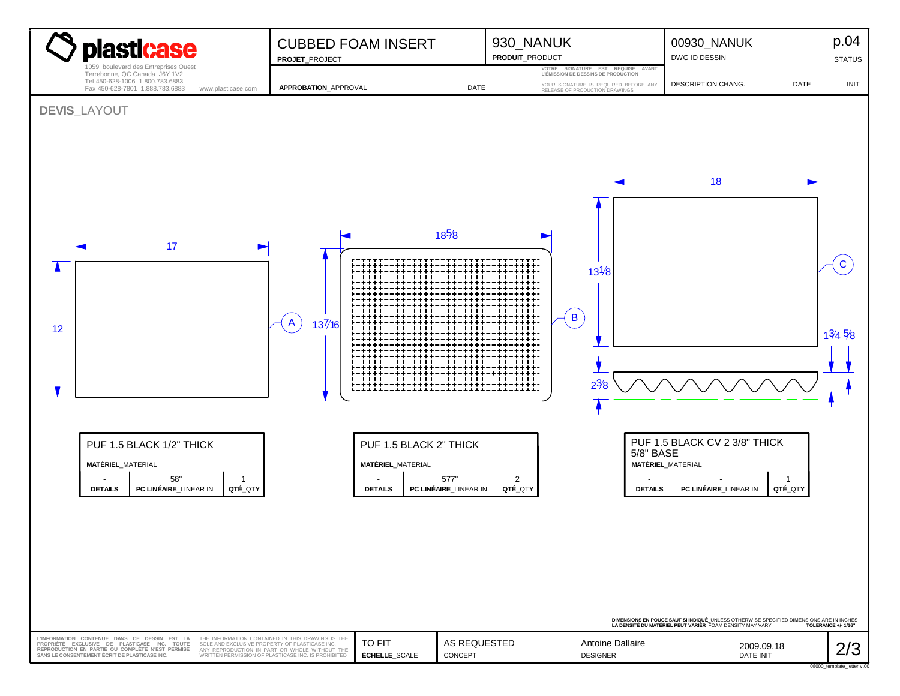# plasticase

1059, boulevard des Entreprises Ouest
Terrebonne, QC Canada J6Y 1V2
Tel 450-628-1006 1.800.783.6883
Fax 450-628-7801 1.888.783.6883 www.plasticase.com

| CUBBED FOAM INSERT | 930_NANUK | 00930_NANUK | p.04 |
|---|---|---|---|
| **PROJET**_PROJECT | **PRODUIT**_PRODUCT | DWG ID DESSIN | STATUS |
| **APPROBATION**_APPROVAL DATE | VOTRE SIGNATURE EST REQUISE AVANT L'ÉMISSION DE DESSINS DE PRODUCTION / YOUR SIGNATURE IS REQUIRED BEFORE ANY RELEASE OF PRODUCTION DRAWINGS | DESCRIPTION CHANG. DATE | INIT |

## DEVIS_LAYOUT

A: 17 × 12

B: 18 5/8 × 13 7/16

C: 18 × 13 1/8, 2 3/8, 1 3/4, 5/8

| PUF 1.5 BLACK 1/2" THICK | | |
|---|---|---|
| **MATÉRIEL**_MATERIAL | | |
| - | 58" | 1 |
| **DETAILS** | **PC LINÉAIRE**_LINEAR IN | **QTÉ**_QTY |

| PUF 1.5 BLACK 2" THICK | | |
|---|---|---|
| **MATÉRIEL**_MATERIAL | | |
| - | 577" | 2 |
| **DETAILS** | **PC LINÉAIRE**_LINEAR IN | **QTÉ**_QTY |

| PUF 1.5 BLACK CV 2 3/8" THICK 5/8" BASE | | |
|---|---|---|
| **MATÉRIEL**_MATERIAL | | |
| - | - | 1 |
| **DETAILS** | **PC LINÉAIRE**_LINEAR IN | **QTÉ**_QTY |

**DIMENSIONS EN POUCE SAUF SI INDIQUÉ**_UNLESS OTHERWISE SPECIFIED DIMENSIONS ARE IN INCHES
**LA DENSITÉ DU MATÉRIEL PEUT VARIER**_FOAM DENSITY MAY VARY **TOLERANCE +/- 1/16"**

L'INFORMATION CONTENUE DANS CE DESSIN EST LA PROPRIÉTÉ EXCLUSIVE DE PLASTICASE INC. TOUTE REPRODUCTION EN PARTIE OU COMPLÈTE N'EST PERMISE SANS LE CONSENTEMENT ÉCRIT DE PLASTICASE INC.

THE INFORMATION CONTAINED IN THIS DRAWING IS THE SOLE AND EXCLUSIVE PROPERTY OF PLASTICASE INC. ANY REPRODUCTION IN PART OR WHOLE WITHOUT THE WRITTEN PERMISSION OF PLASTICASE INC. IS PROHIBITED

| TO FIT | AS REQUESTED | Antoine Dallaire | 2009.09.18 | 2/3 |
|---|---|---|---|---|
| **ÉCHELLE**_SCALE | CONCEPT | DESIGNER | DATE INIT | |

08000_template_letter v.00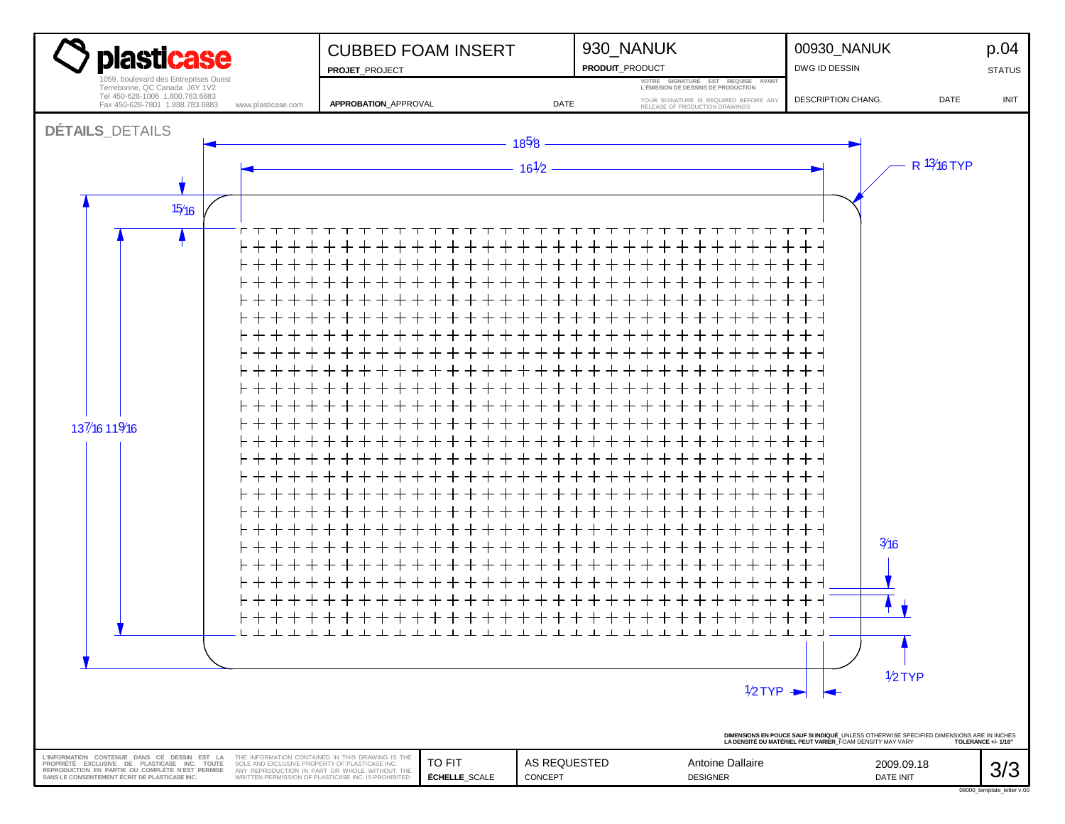plasticase

1059, boulevard des Entreprises Ouest
Terrebonne, QC Canada J6Y 1V2
Tel 450-628-1006 1.800.783.6883
Fax 450-628-7801 1.888.783.6883 www.plasticase.com

CUBBED FOAM INSERT

**PROJET**_PROJECT

930_NANUK

**PRODUIT**_PRODUCT

00930_NANUK

DWG ID DESSIN

p.04

STATUS

**APPROBATION**_APPROVAL

DATE

**VOTRE SIGNATURE EST REQUISE AVANT L'ÉMISSION DE DESSINS DE PRODUCTION**

YOUR SIGNATURE IS REQUIRED BEFORE ANY RELEASE OF PRODUCTION DRAWINGS

DESCRIPTION CHANG. DATE INIT

## DÉTAILS_DETAILS

18 5/8

16 1/2

R 13/16 TYP

15/16

13 7/16

11 9/16

3/16

1/2 TYP

1/2 TYP

**DIMENSIONS EN POUCE SAUF SI INDIQUÉ**_UNLESS OTHERWISE SPECIFIED DIMENSIONS ARE IN INCHES
**LA DENSITÉ DU MATÉRIEL PEUT VARIER**_FOAM DENSITY MAY VARY **TOLERANCE +/- 1/16"**

**L'INFORMATION CONTENUE DANS CE DESSIN EST LA PROPRIÉTÉ EXCLUSIVE DE PLASTICASE INC. TOUTE REPRODUCTION EN PARTIE OU COMPLÈTE N'EST PERMISE SANS LE CONSENTEMENT ÉCRIT DE PLASTICASE INC.**

THE INFORMATION CONTAINED IN THIS DRAWING IS THE SOLE AND EXCLUSIVE PROPERTY OF PLASTICASE INC. ANY REPRODUCTION IN PART OR WHOLE WITHOUT THE WRITTEN PERMISSION OF PLASTICASE INC. IS PROHIBITED

TO FIT

**ÉCHELLE**_SCALE

AS REQUESTED

CONCEPT

Antoine Dallaire

DESIGNER

2009.09.18

DATE INIT

3/3

08000_template_letter v.00